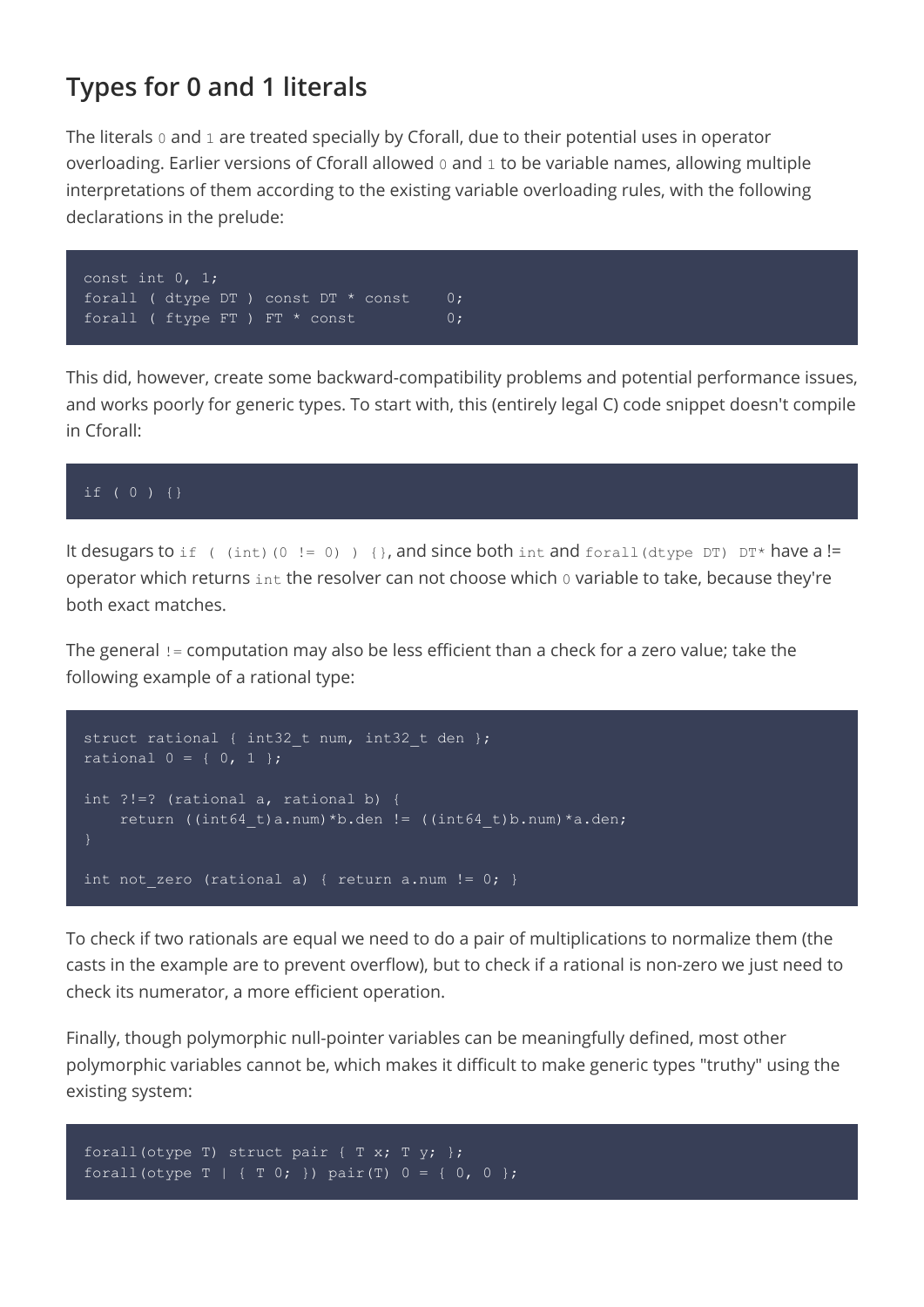## Types for 0 and 1 literals

The literals `0` and `1` are treated specially by Cforall, due to their potential uses in operator overloading. Earlier versions of Cforall allowed `0` and `1` to be variable names, allowing multiple interpretations of them according to the existing variable overloading rules, with the following declarations in the prelude:

```
const int 0, 1;
forall ( dtype DT ) const DT * const    0;
forall ( ftype FT ) FT * const          0;
```

This did, however, create some backward-compatibility problems and potential performance issues, and works poorly for generic types. To start with, this (entirely legal C) code snippet doesn't compile in Cforall:

```
if ( 0 ) {}
```

It desugars to `if ( (int)(0 != 0) ) {}`, and since both `int` and `forall(dtype DT) DT*` have a != operator which returns `int` the resolver can not choose which `0` variable to take, because they're both exact matches.

The general `!=` computation may also be less efficient than a check for a zero value; take the following example of a rational type:

```
struct rational { int32_t num, int32_t den };
rational 0 = { 0, 1 };

int ?!=? (rational a, rational b) {
    return ((int64_t)a.num)*b.den != ((int64_t)b.num)*a.den;
}

int not_zero (rational a) { return a.num != 0; }
```

To check if two rationals are equal we need to do a pair of multiplications to normalize them (the casts in the example are to prevent overflow), but to check if a rational is non-zero we just need to check its numerator, a more efficient operation.

Finally, though polymorphic null-pointer variables can be meaningfully defined, most other polymorphic variables cannot be, which makes it difficult to make generic types "truthy" using the existing system:

```
forall(otype T) struct pair { T x; T y; };
forall(otype T | { T 0; }) pair(T) 0 = { 0, 0 };
```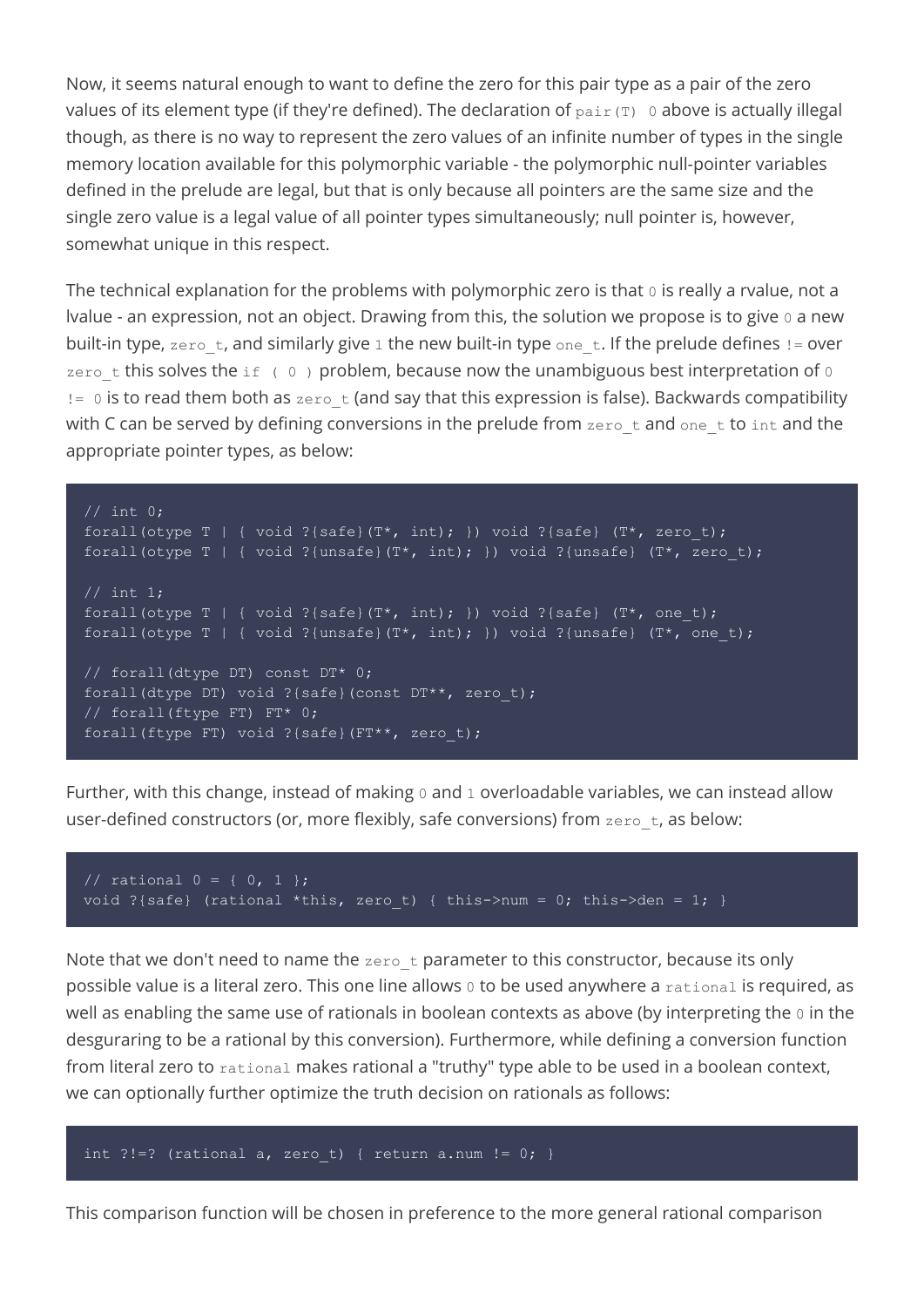Now, it seems natural enough to want to define the zero for this pair type as a pair of the zero values of its element type (if they're defined). The declaration of `pair(T) 0` above is actually illegal though, as there is no way to represent the zero values of an infinite number of types in the single memory location available for this polymorphic variable - the polymorphic null-pointer variables defined in the prelude are legal, but that is only because all pointers are the same size and the single zero value is a legal value of all pointer types simultaneously; null pointer is, however, somewhat unique in this respect.

The technical explanation for the problems with polymorphic zero is that `0` is really a rvalue, not a lvalue - an expression, not an object. Drawing from this, the solution we propose is to give `0` a new built-in type, `zero_t`, and similarly give `1` the new built-in type `one_t`. If the prelude defines `!=` over `zero_t` this solves the `if ( 0 )` problem, because now the unambiguous best interpretation of `0 != 0` is to read them both as `zero_t` (and say that this expression is false). Backwards compatibility with C can be served by defining conversions in the prelude from `zero_t` and `one_t` to `int` and the appropriate pointer types, as below:

```
// int 0;
forall(otype T | { void ?{safe}(T*, int); }) void ?{safe} (T*, zero_t);
forall(otype T | { void ?{unsafe}(T*, int); }) void ?{unsafe} (T*, zero_t);

// int 1;
forall(otype T | { void ?{safe}(T*, int); }) void ?{safe} (T*, one_t);
forall(otype T | { void ?{unsafe}(T*, int); }) void ?{unsafe} (T*, one_t);

// forall(dtype DT) const DT* 0;
forall(dtype DT) void ?{safe}(const DT**, zero_t);
// forall(ftype FT) FT* 0;
forall(ftype FT) void ?{safe}(FT**, zero_t);
```

Further, with this change, instead of making `0` and `1` overloadable variables, we can instead allow user-defined constructors (or, more flexibly, safe conversions) from `zero_t`, as below:

```
// rational 0 = { 0, 1 };
void ?{safe} (rational *this, zero_t) { this->num = 0; this->den = 1; }
```

Note that we don't need to name the `zero_t` parameter to this constructor, because its only possible value is a literal zero. This one line allows `0` to be used anywhere a `rational` is required, as well as enabling the same use of rationals in boolean contexts as above (by interpreting the `0` in the desguraring to be a rational by this conversion). Furthermore, while defining a conversion function from literal zero to `rational` makes rational a "truthy" type able to be used in a boolean context, we can optionally further optimize the truth decision on rationals as follows:

```
int ?!=? (rational a, zero_t) { return a.num != 0; }
```

This comparison function will be chosen in preference to the more general rational comparison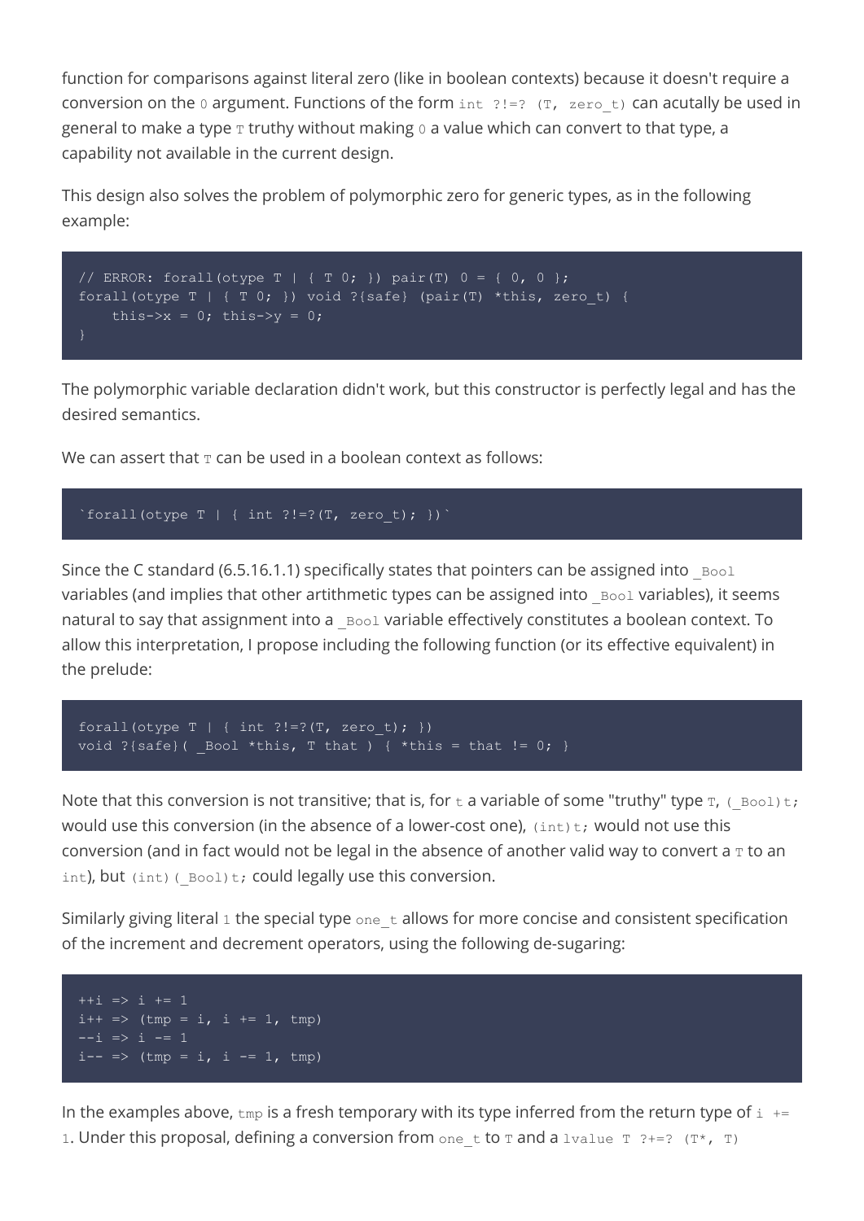function for comparisons against literal zero (like in boolean contexts) because it doesn't require a conversion on the `0` argument. Functions of the form `int ?!=? (T, zero_t)` can acutally be used in general to make a type `T` truthy without making `0` a value which can convert to that type, a capability not available in the current design.

This design also solves the problem of polymorphic zero for generic types, as in the following example:

```
// ERROR: forall(otype T | { T 0; }) pair(T) 0 = { 0, 0 };
forall(otype T | { T 0; }) void ?{safe} (pair(T) *this, zero_t) {
    this->x = 0; this->y = 0;
}
```

The polymorphic variable declaration didn't work, but this constructor is perfectly legal and has the desired semantics.

We can assert that `T` can be used in a boolean context as follows:

```
`forall(otype T | { int ?!=?(T, zero_t); })`
```

Since the C standard (6.5.16.1.1) specifically states that pointers can be assigned into `_Bool` variables (and implies that other artithmetic types can be assigned into `_Bool` variables), it seems natural to say that assignment into a `_Bool` variable effectively constitutes a boolean context. To allow this interpretation, I propose including the following function (or its effective equivalent) in the prelude:

```
forall(otype T | { int ?!=?(T, zero_t); })
void ?{safe}( _Bool *this, T that ) { *this = that != 0; }
```

Note that this conversion is not transitive; that is, for `t` a variable of some "truthy" type `T`, `(_Bool)t;` would use this conversion (in the absence of a lower-cost one), `(int)t;` would not use this conversion (and in fact would not be legal in the absence of another valid way to convert a `T` to an `int`), but `(int)(_Bool)t;` could legally use this conversion.

Similarly giving literal `1` the special type `one_t` allows for more concise and consistent specification of the increment and decrement operators, using the following de-sugaring:

```
++i => i += 1
i++ => (tmp = i, i += 1, tmp)
--i => i -= 1
i-- => (tmp = i, i -= 1, tmp)
```

In the examples above, `tmp` is a fresh temporary with its type inferred from the return type of `i += 1`. Under this proposal, defining a conversion from `one_t` to `T` and a `lvalue T ?+=? (T*, T)`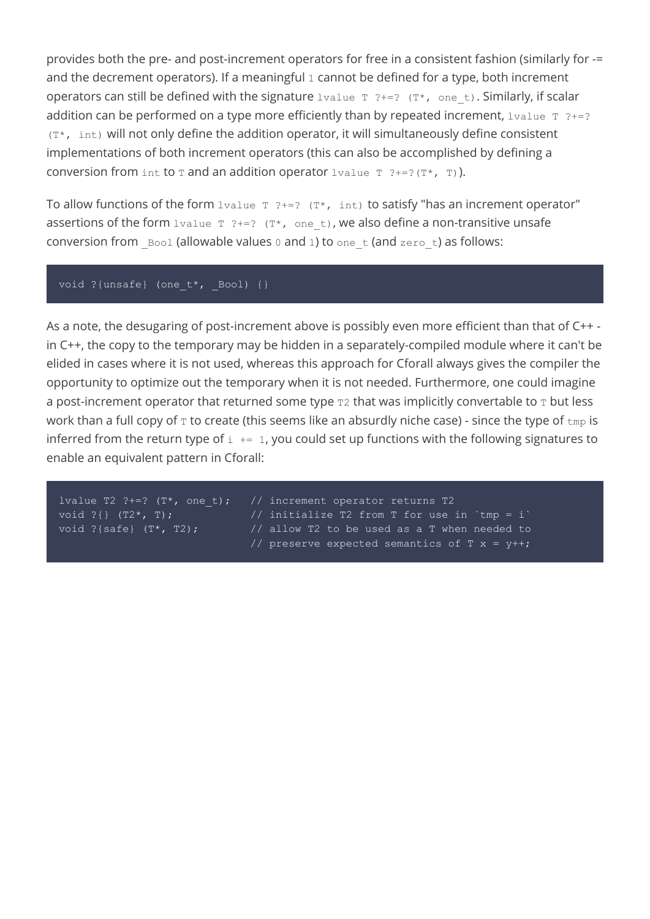provides both the pre- and post-increment operators for free in a consistent fashion (similarly for -= and the decrement operators). If a meaningful `1` cannot be defined for a type, both increment operators can still be defined with the signature `lvalue T ?+=? (T*, one_t)`. Similarly, if scalar addition can be performed on a type more efficiently than by repeated increment, `lvalue T ?+=? (T*, int)` will not only define the addition operator, it will simultaneously define consistent implementations of both increment operators (this can also be accomplished by defining a conversion from `int` to `T` and an addition operator `lvalue T ?+=?(T*, T)`).

To allow functions of the form `lvalue T ?+=? (T*, int)` to satisfy "has an increment operator" assertions of the form `lvalue T ?+=? (T*, one_t)`, we also define a non-transitive unsafe conversion from `_Bool` (allowable values `0` and `1`) to `one_t` (and `zero_t`) as follows:

```
void ?{unsafe} (one_t*, _Bool) {}
```

As a note, the desugaring of post-increment above is possibly even more efficient than that of C++ - in C++, the copy to the temporary may be hidden in a separately-compiled module where it can't be elided in cases where it is not used, whereas this approach for Cforall always gives the compiler the opportunity to optimize out the temporary when it is not needed. Furthermore, one could imagine a post-increment operator that returned some type `T2` that was implicitly convertable to `T` but less work than a full copy of `T` to create (this seems like an absurdly niche case) - since the type of `tmp` is inferred from the return type of `i += 1`, you could set up functions with the following signatures to enable an equivalent pattern in Cforall:

```
lvalue T2 ?+=? (T*, one_t);   // increment operator returns T2
void ?{} (T2*, T);            // initialize T2 from T for use in `tmp = i`
void ?{safe} (T*, T2);        // allow T2 to be used as a T when needed to
                              // preserve expected semantics of T x = y++;
```